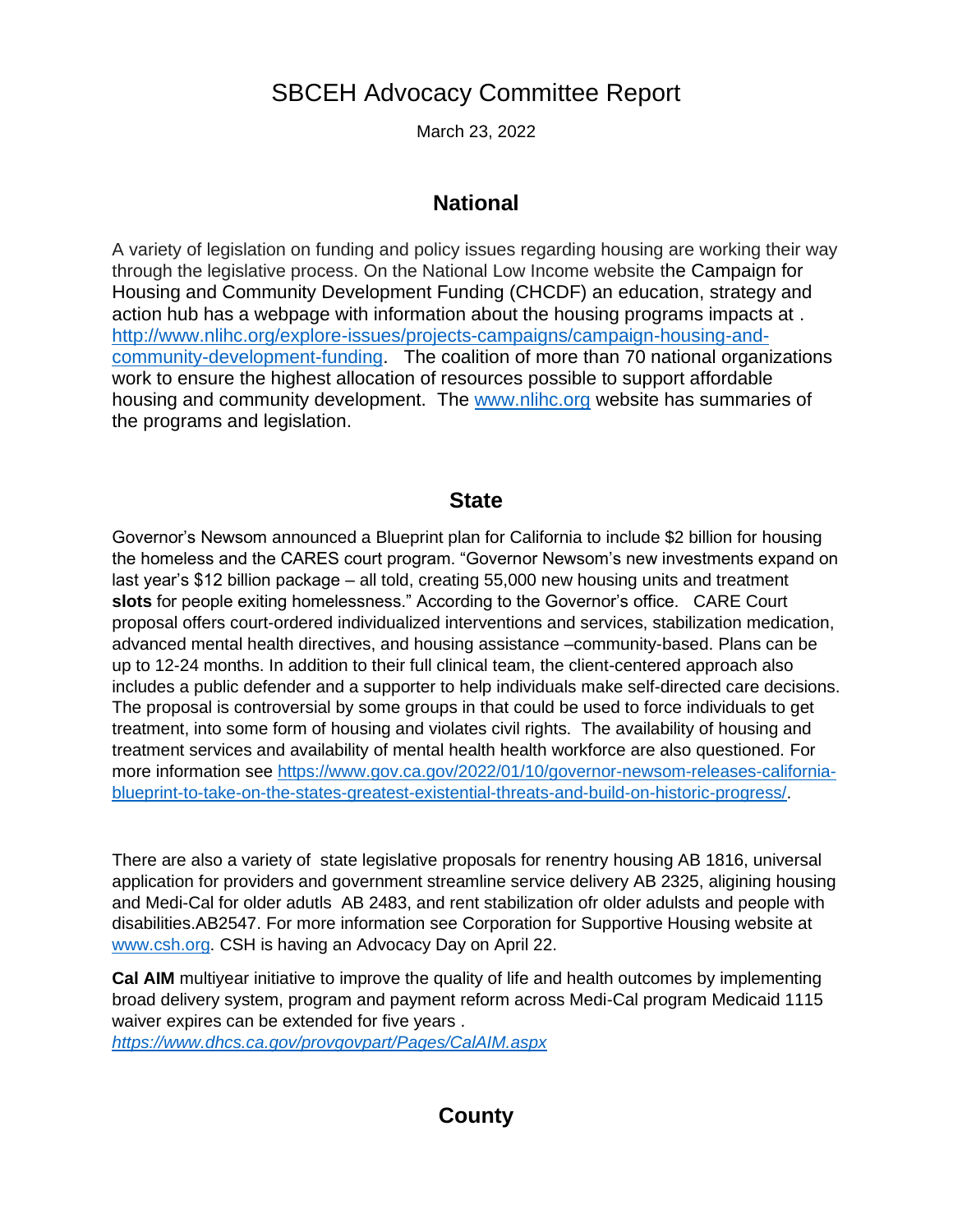# SBCEH Advocacy Committee Report

March 23, 2022

## National

A variety of legislation on funding and policy issues regarding housing are working their way through the legislative process. On the National Low Income website the Campaign for Housing and Community Development Funding (CHCDF) an education, strategy and action hub has a webpage with information about the housing programs impacts at . http://www.nlihc.org/explore-issues/projects-campaigns/campaign-housing-and-community-development-funding. The coalition of more than 70 national organizations work to ensure the highest allocation of resources possible to support affordable housing and community development. The www.nlihc.org website has summaries of the programs and legislation.

## State

Governor's Newsom announced a Blueprint plan for California to include $2 billion for housing the homeless and the CARES court program. "Governor Newsom's new investments expand on last year's $12 billion package – all told, creating 55,000 new housing units and treatment **slots** for people exiting homelessness." According to the Governor's office. CARE Court proposal offers court-ordered individualized interventions and services, stabilization medication, advanced mental health directives, and housing assistance –community-based. Plans can be up to 12-24 months. In addition to their full clinical team, the client-centered approach also includes a public defender and a supporter to help individuals make self-directed care decisions. The proposal is controversial by some groups in that could be used to force individuals to get treatment, into some form of housing and violates civil rights. The availability of housing and treatment services and availability of mental health health workforce are also questioned. For more information see https://www.gov.ca.gov/2022/01/10/governor-newsom-releases-california-blueprint-to-take-on-the-states-greatest-existential-threats-and-build-on-historic-progress/.

There are also a variety of state legislative proposals for renentry housing AB 1816, universal application for providers and government streamline service delivery AB 2325, aligining housing and Medi-Cal for older adutls AB 2483, and rent stabilization ofr older adults and people with disabilities.AB2547. For more information see Corporation for Supportive Housing website at www.csh.org. CSH is having an Advocacy Day on April 22.

**Cal AIM** multiyear initiative to improve the quality of life and health outcomes by implementing broad delivery system, program and payment reform across Medi-Cal program Medicaid 1115 waiver expires can be extended for five years .
*https://www.dhcs.ca.gov/provgovpart/Pages/CalAIM.aspx*

## County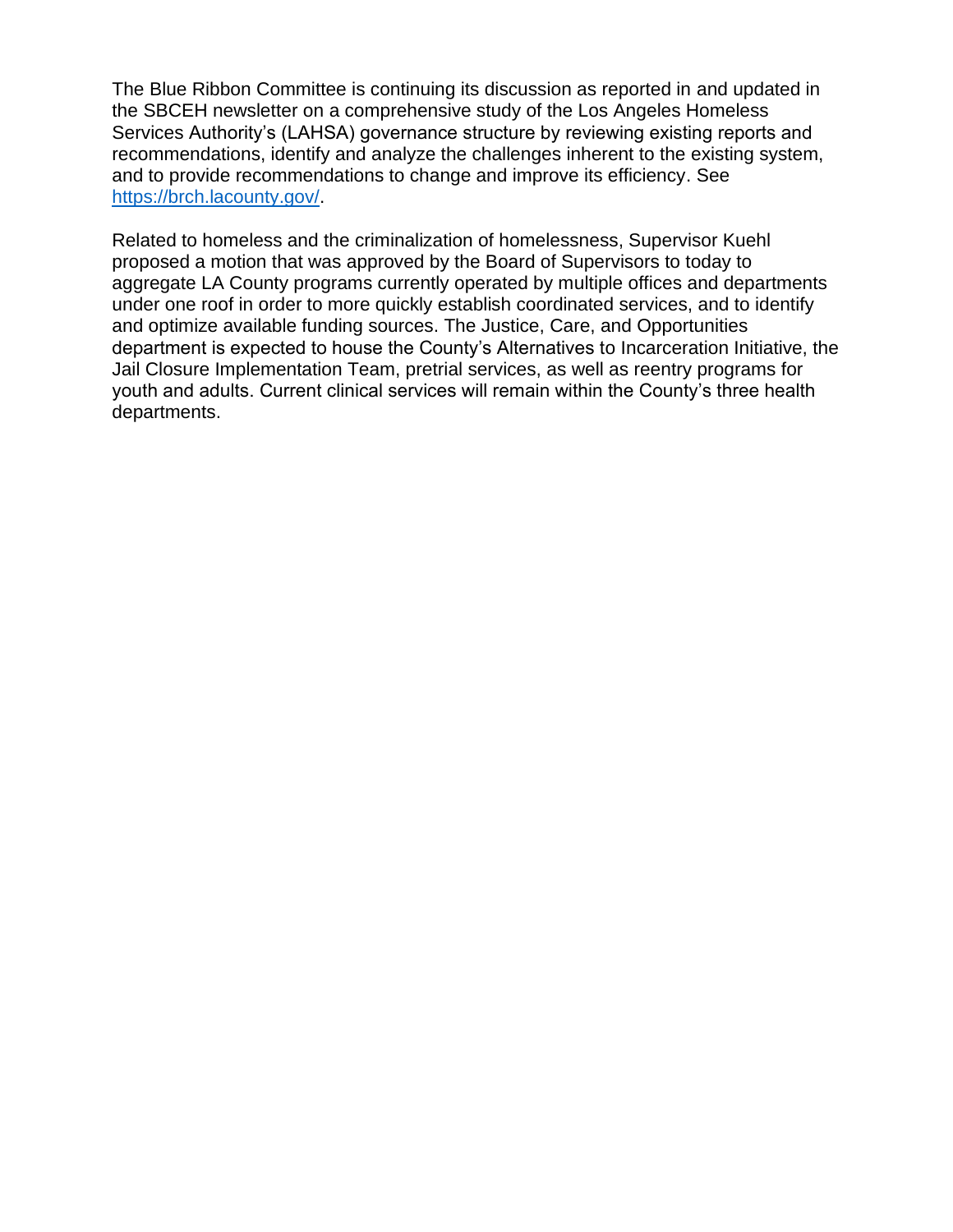The Blue Ribbon Committee is continuing its discussion as reported in and updated in the SBCEH newsletter on a comprehensive study of the Los Angeles Homeless Services Authority's (LAHSA) governance structure by reviewing existing reports and recommendations, identify and analyze the challenges inherent to the existing system, and to provide recommendations to change and improve its efficiency. See [https://brch.lacounty.gov/](https://brch.lacounty.gov/).

Related to homeless and the criminalization of homelessness, Supervisor Kuehl proposed a motion that was approved by the Board of Supervisors to today to aggregate LA County programs currently operated by multiple offices and departments under one roof in order to more quickly establish coordinated services, and to identify and optimize available funding sources. The Justice, Care, and Opportunities department is expected to house the County's Alternatives to Incarceration Initiative, the Jail Closure Implementation Team, pretrial services, as well as reentry programs for youth and adults. Current clinical services will remain within the County's three health departments.